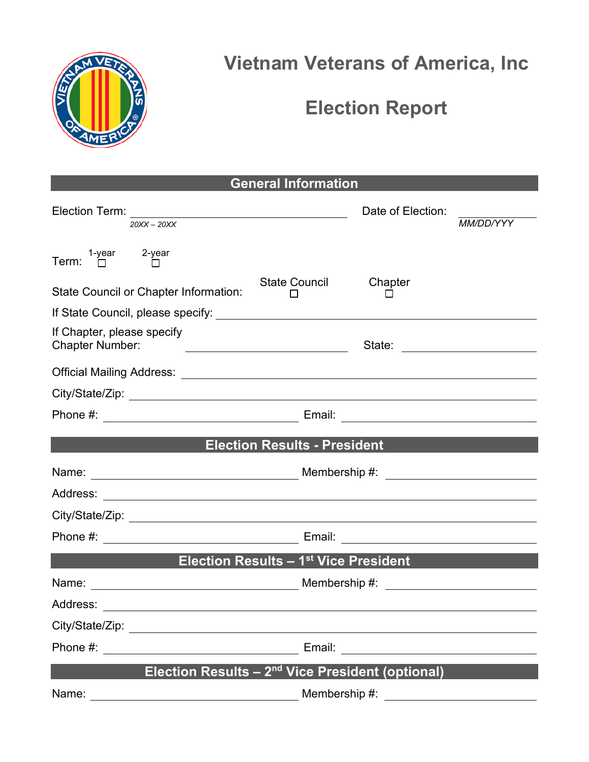# Vietnam Veterans of America, Inc

# Election Report

## General Information

Election Term: ______________________________ Date of Election: ______________
*20XX – 20XX* *MM/DD/YYY*

Term: 1-year ☐ 2-year ☐

State Council or Chapter Information: State Council ☐ Chapter ☐

If State Council, please specify: ______________________________

If Chapter, please specify Chapter Number: ______________________ State: ______________

Official Mailing Address: ______________________________

City/State/Zip: ______________________________

Phone #: ______________________ Email: ______________________

## Election Results - President

Name: ______________________ Membership #: ______________________

Address: ______________________________

City/State/Zip: ______________________________

Phone #: ______________________ Email: ______________________

## Election Results – 1st Vice President

Name: ______________________ Membership #: ______________________

Address: ______________________________

City/State/Zip: ______________________________

Phone #: ______________________ Email: ______________________

## Election Results – 2nd Vice President (optional)

Name: ______________________ Membership #: ______________________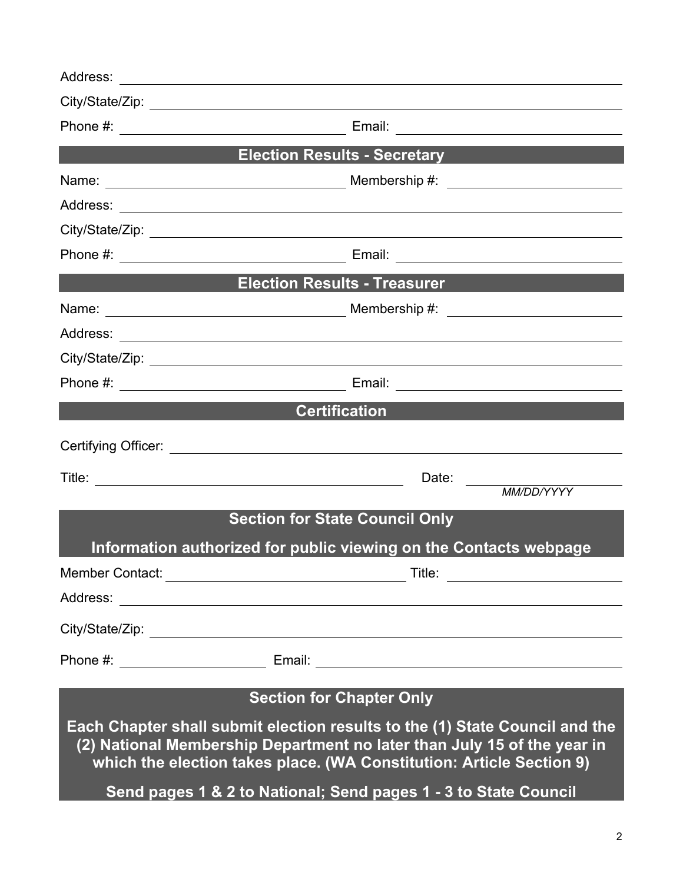Address: ______________________________________________

City/State/Zip: ______________________________________________

Phone #: ______________________ Email: ______________________

## Election Results - Secretary

Name: ______________________ Membership #: ______________________

Address: ______________________________________________

City/State/Zip: ______________________________________________

Phone #: ______________________ Email: ______________________

## Election Results - Treasurer

Name: ______________________ Membership #: ______________________

Address: ______________________________________________

City/State/Zip: ______________________________________________

Phone #: ______________________ Email: ______________________

## Certification

Certifying Officer: ______________________________________________

Title: ______________________ Date: ______________________
*MM/DD/YYYY*

## Section for State Council Only

**Information authorized for public viewing on the Contacts webpage**

Member Contact: ______________________ Title: ______________________

Address: ______________________________________________

City/State/Zip: ______________________________________________

Phone #: ______________________ Email: ______________________

## Section for Chapter Only

**Each Chapter shall submit election results to the (1) State Council and the (2) National Membership Department no later than July 15 of the year in which the election takes place. (WA Constitution: Article Section 9)**

**Send pages 1 & 2 to National; Send pages 1 - 3 to State Council**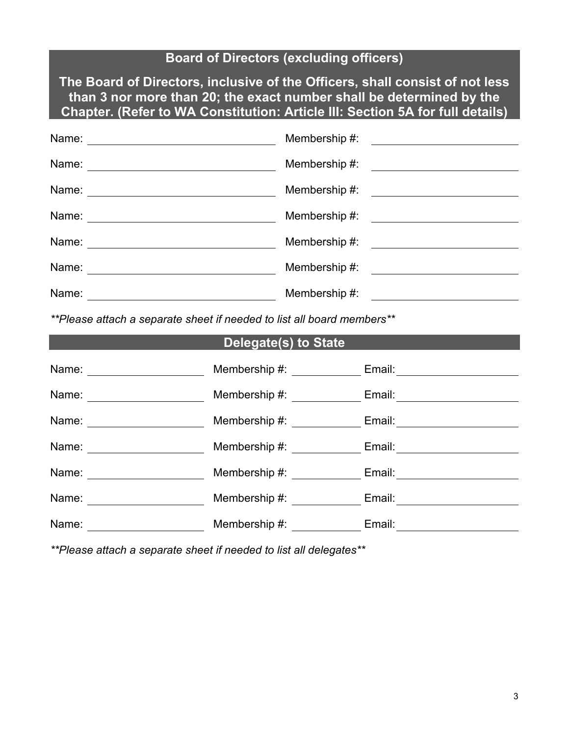## Board of Directors (excluding officers)

**The Board of Directors, inclusive of the Officers, shall consist of not less than 3 nor more than 20; the exact number shall be determined by the Chapter. (Refer to WA Constitution: Article III: Section 5A for full details)**

Name: ______________________________ Membership #: ____________________

Name: ______________________________ Membership #: ____________________

Name: ______________________________ Membership #: ____________________

Name: ______________________________ Membership #: ____________________

Name: ______________________________ Membership #: ____________________

Name: ______________________________ Membership #: ____________________

Name: ______________________________ Membership #: ____________________

***Please attach a separate sheet if needed to list all board members***

## Delegate(s) to State

Name: __________________ Membership #: __________ Email: __________________

Name: __________________ Membership #: __________ Email: __________________

Name: __________________ Membership #: __________ Email: __________________

Name: __________________ Membership #: __________ Email: __________________

Name: __________________ Membership #: __________ Email: __________________

Name: __________________ Membership #: __________ Email: __________________

Name: __________________ Membership #: __________ Email: __________________

***Please attach a separate sheet if needed to list all delegates***